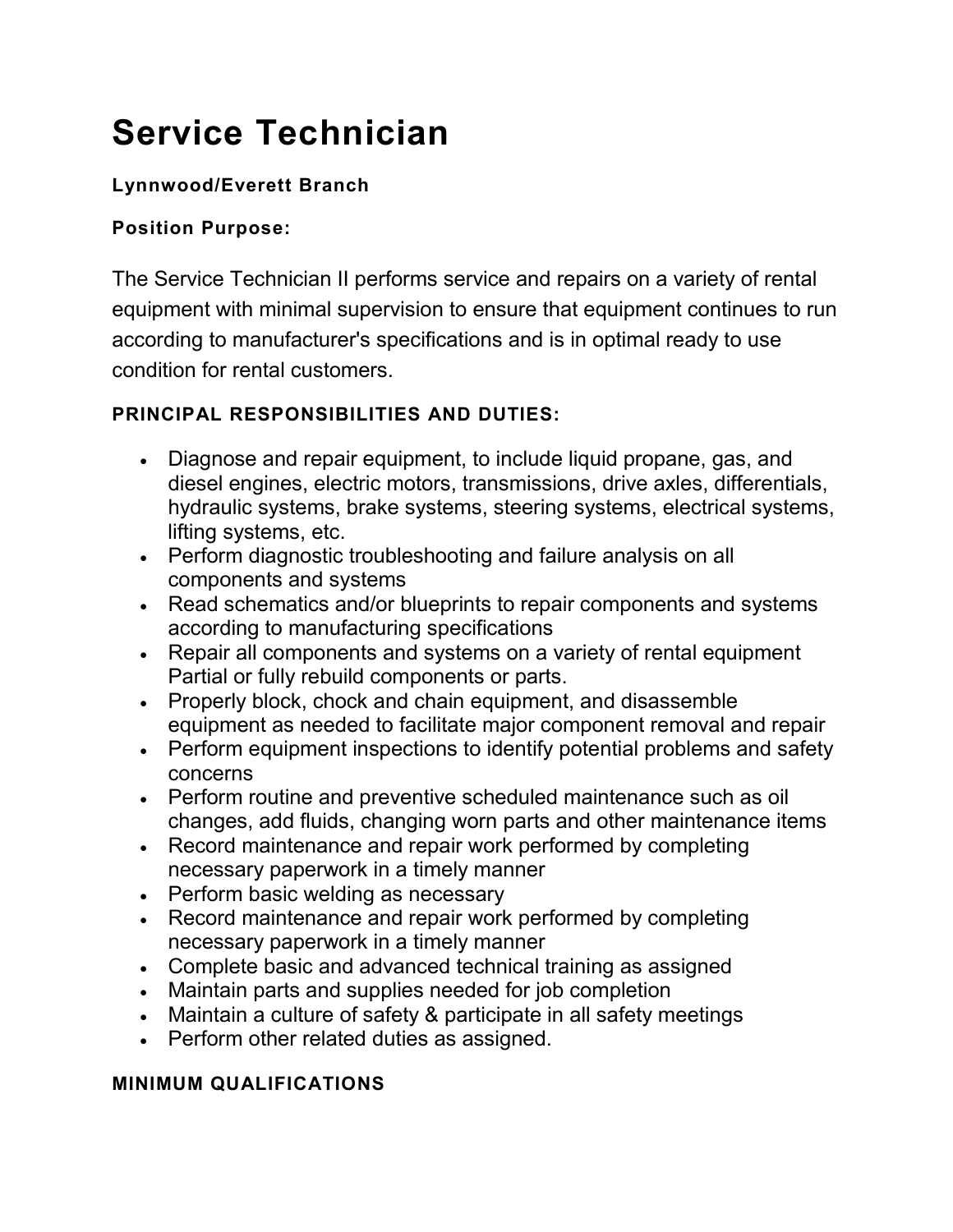# Service Technician

**Lynnwood/Everett Branch**

**Position Purpose:**

The Service Technician II performs service and repairs on a variety of rental equipment with minimal supervision to ensure that equipment continues to run according to manufacturer's specifications and is in optimal ready to use condition for rental customers.

**PRINCIPAL RESPONSIBILITIES AND DUTIES:**

- Diagnose and repair equipment, to include liquid propane, gas, and diesel engines, electric motors, transmissions, drive axles, differentials, hydraulic systems, brake systems, steering systems, electrical systems, lifting systems, etc.
- Perform diagnostic troubleshooting and failure analysis on all components and systems
- Read schematics and/or blueprints to repair components and systems according to manufacturing specifications
- Repair all components and systems on a variety of rental equipment Partial or fully rebuild components or parts.
- Properly block, chock and chain equipment, and disassemble equipment as needed to facilitate major component removal and repair
- Perform equipment inspections to identify potential problems and safety concerns
- Perform routine and preventive scheduled maintenance such as oil changes, add fluids, changing worn parts and other maintenance items
- Record maintenance and repair work performed by completing necessary paperwork in a timely manner
- Perform basic welding as necessary
- Record maintenance and repair work performed by completing necessary paperwork in a timely manner
- Complete basic and advanced technical training as assigned
- Maintain parts and supplies needed for job completion
- Maintain a culture of safety & participate in all safety meetings
- Perform other related duties as assigned.

**MINIMUM QUALIFICATIONS**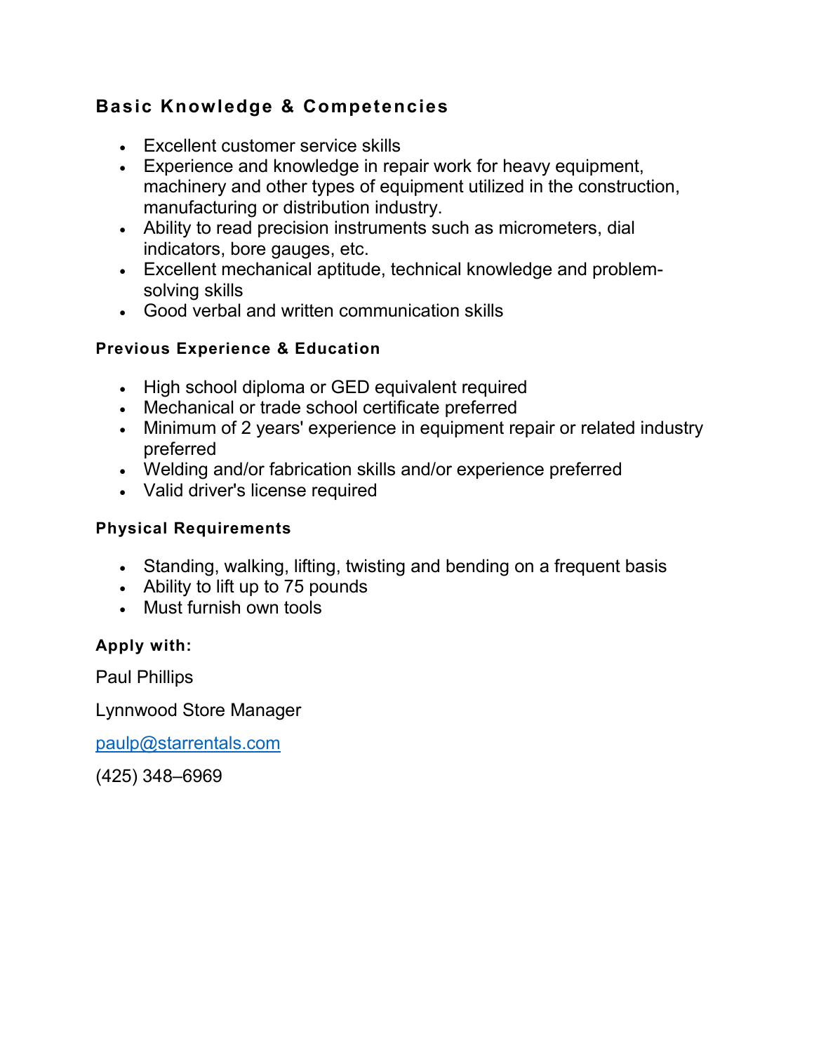## Basic Knowledge & Competencies

- Excellent customer service skills
- Experience and knowledge in repair work for heavy equipment, machinery and other types of equipment utilized in the construction, manufacturing or distribution industry.
- Ability to read precision instruments such as micrometers, dial indicators, bore gauges, etc.
- Excellent mechanical aptitude, technical knowledge and problem-solving skills
- Good verbal and written communication skills

### Previous Experience & Education

- High school diploma or GED equivalent required
- Mechanical or trade school certificate preferred
- Minimum of 2 years' experience in equipment repair or related industry preferred
- Welding and/or fabrication skills and/or experience preferred
- Valid driver's license required

### Physical Requirements

- Standing, walking, lifting, twisting and bending on a frequent basis
- Ability to lift up to 75 pounds
- Must furnish own tools

**Apply with:**

Paul Phillips

Lynnwood Store Manager

paulp@starrentals.com

(425) 348–6969